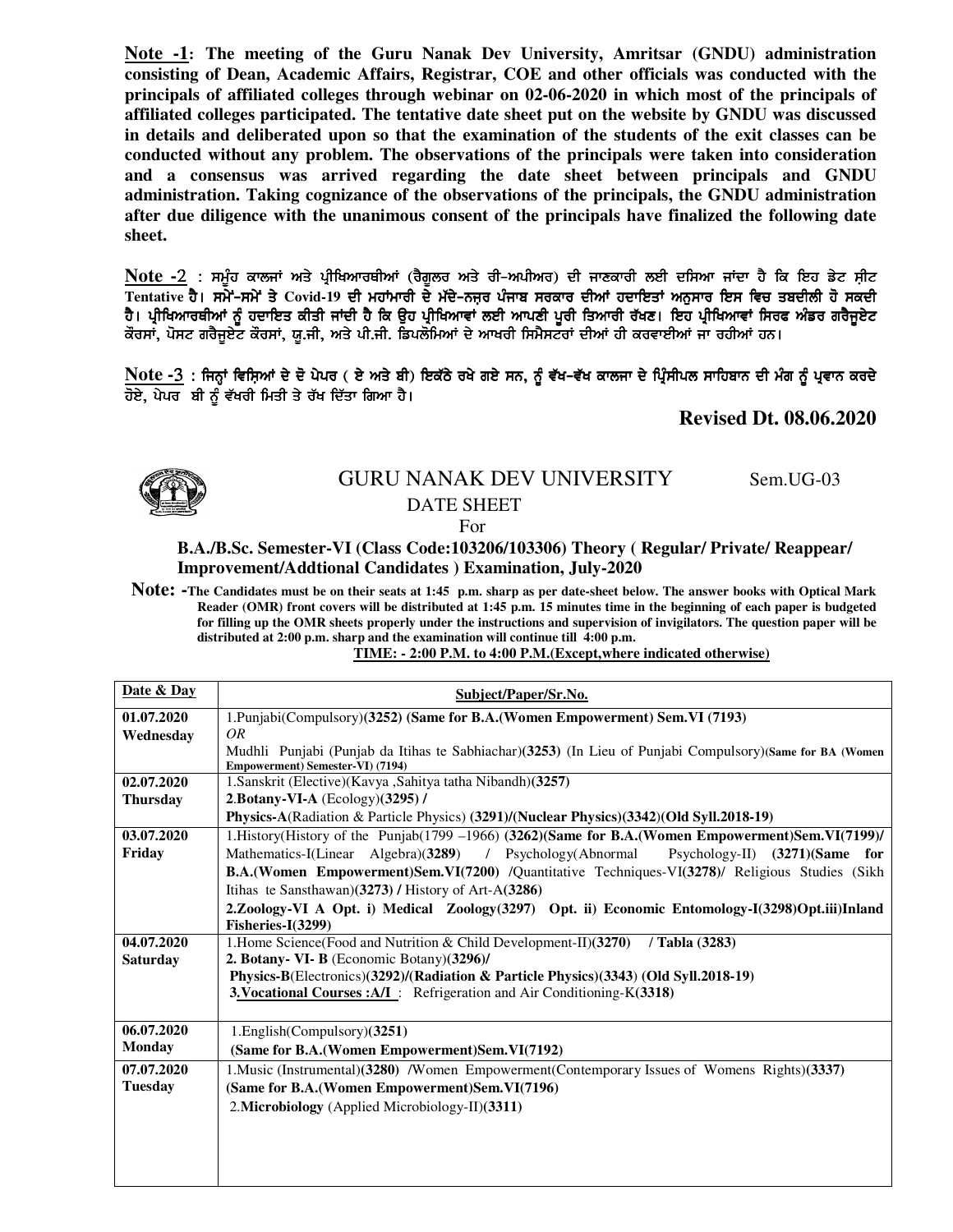**Note -1**: **The meeting of the Guru Nanak Dev University, Amritsar (GNDU) administration consisting of Dean, Academic Affairs, Registrar, COE and other officials was conducted with the principals of affiliated colleges through webinar on 02-06-2020 in which most of the principals of affiliated colleges participated. The tentative date sheet put on the website by GNDU was discussed in details and deliberated upon so that the examination of the students of the exit classes can be conducted without any problem. The observations of the principals were taken into consideration and a consensus was arrived regarding the date sheet between principals and GNDU administration. Taking cognizance of the observations of the principals, the GNDU administration after due diligence with the unanimous consent of the principals have finalized the following date sheet.**

**Note -2** : ਸਮੂੰਹ ਕਾਲਜਾਂ ਅਤੇ ਪ੍ਰੀਖਿਆਰਥੀਆਂ (ਰੈਗੂਲਰ ਅਤੇ ਰੀ-ਅਪੀਅਰ) ਦੀ ਜਾਣਕਾਰੀ ਲਈ ਦਸਿਆ ਜਾਂਦਾ ਹੈ ਕਿ ਇਹ ਡੇਟ ਸ਼ੀਟ **Tentative ਹੈ। ਸਮੇਂ-ਸਮੇਂ ਤੇ Covid-19 ਦੀ ਮਹਾਂਮਾਰੀ ਦੇ ਮੱਦੇ-ਨਜ਼ਰ ਪੰਜਾਬ ਸਰਕਾਰ ਦੀਆਂ ਹਦਾਇਤਾਂ ਅਨੁਸਾਰ ਇਸ ਵਿਚ ਤਬਦੀਲੀ ਹੋ ਸਕਦੀ ਹੈ। ਪ੍ਰੀਖਿਆਰਥੀਆਂ ਨੂੰ ਹਦਾਇਤ ਕੀਤੀ ਜਾਂਦੀ ਹੈ ਕਿ ਉਹ ਪ੍ਰੀਖਿਆਵਾਂ ਲਈ ਆਪਣੀ ਪੂਰੀ ਤਿਆਰੀ ਰੱਖਣ। ਇਹ ਪ੍ਰੀਖਿਆਵਾਂ ਸਿਰਫ ਅੰਡਰ ਗਰੈਜੂਏਟ ਕੋਰਸਾਂ, ਪੋਸਟ ਗਰੈਜੂਏਟ ਕੋਰਸਾਂ, ਯੂ.ਜੀ. ਅਤੇ ਪੀ.ਜੀ. ਡਿਪਲੋਮਿਆਂ ਦੇ ਆਖਰੀ ਸਿਮੈਸਟਰਾਂ ਦੀਆਂ ਹੀ ਕਰਵਾਈਆਂ ਜਾ ਰਹੀਆਂ ਹਨ।**

**Note -3 : ਜਿਨ੍ਹਾਂ ਵਿਸ਼ਿਆਂ ਦੇ ਦੋ ਪੇਪਰ ( ਏ ਅਤੇ ਬੀ) ਇਕੱਠੇ ਰਖੇ ਗਏ ਸਨ, ਨੂੰ ਵੱਖ-ਵੱਖ ਕਾਲਜਾ ਦੇ ਪ੍ਰਿੰਸੀਪਲ ਸਾਹਿਬਾਨ ਦੀ ਮੰਗ ਨੂੰ ਪ੍ਰਵਾਨ ਕਰਦੇ ਹੋਏ, ਪੇਪਰ ਬੀ ਨੂੰ ਵੱਖਰੀ ਮਿਤੀ ਤੇ ਰੱਖ ਦਿੱਤਾ ਗਿਆ ਹੈ।**

**Revised Dt. 08.06.2020**

GURU NANAK DEV UNIVERSITY Sem.UG-03

DATE SHEET

For

**B.A./B.Sc. Semester-VI (Class Code:103206/103306) Theory ( Regular/ Private/ Reappear/ Improvement/Addtional Candidates ) Examination, July-2020**

**Note: -The Candidates must be on their seats at 1:45 p.m. sharp as per date-sheet below. The answer books with Optical Mark Reader (OMR) front covers will be distributed at 1:45 p.m. 15 minutes time in the beginning of each paper is budgeted for filling up the OMR sheets properly under the instructions and supervision of invigilators. The question paper will be distributed at 2:00 p.m. sharp and the examination will continue till 4:00 p.m.**

**TIME: - 2:00 P.M. to 4:00 P.M.(Except,where indicated otherwise)**

| Date & Day | Subject/Paper/Sr.No. |
|---|---|
| **01.07.2020 Wednesday** | 1.Punjabi(Compulsory)**(3252) (Same for B.A.(Women Empowerment) Sem.VI (7193)** <br> *OR* <br> Mudhli Punjabi (Punjab da Itihas te Sabhiachar)**(3253)** (In Lieu of Punjabi Compulsory)**(Same for BA (Women Empowerment) Semester-VI) (7194)** |
| **02.07.2020 Thursday** | 1.Sanskrit (Elective)(Kavya ,Sahitya tatha Nibandh)**(3257)** <br> **2.Botany-VI-A** (Ecology)**(3295) /** <br> **Physics-A**(Radiation & Particle Physics) **(3291)/(Nuclear Physics)(3342)(Old Syll.2018-19)** |
| **03.07.2020 Friday** | 1.History(History of the Punjab(1799 –1966) **(3262)(Same for B.A.(Women Empowerment)Sem.VI(7199)/** Mathematics-I(Linear Algebra)**(3289)** / Psychology(Abnormal Psychology-II) **(3271)(Same for B.A.(Women Empowerment)Sem.VI(7200)** /Quantitative Techniques-VI**(3278)**/ Religious Studies (Sikh Itihas te Sansthawan)**(3273) /** History of Art-A**(3286)** <br> **2.Zoology-VI A Opt. i) Medical Zoology(3297) Opt. ii) Economic Entomology-I(3298)Opt.iii)Inland Fisheries-I(3299)** |
| **04.07.2020 Saturday** | 1.Home Science(Food and Nutrition & Child Development-II)**(3270)** / **Tabla (3283)** <br> **2. Botany- VI- B** (Economic Botany)**(3296)/** <br> **Physics-B**(Electronics)**(3292)/(Radiation & Particle Physics)(3343**) **(Old Syll.2018-19)** <br> **3.Vocational Courses :A/I** : Refrigeration and Air Conditioning-K**(3318)** |
| **06.07.2020 Monday** | 1.English(Compulsory)**(3251)** <br> **(Same for B.A.(Women Empowerment)Sem.VI(7192)** |
| **07.07.2020 Tuesday** | 1.Music (Instrumental)**(3280) /**Women Empowerment(Contemporary Issues of Womens Rights)**(3337)** <br> **(Same for B.A.(Women Empowerment)Sem.VI(7196)** <br> 2.**Microbiology** (Applied Microbiology-II)**(3311)** |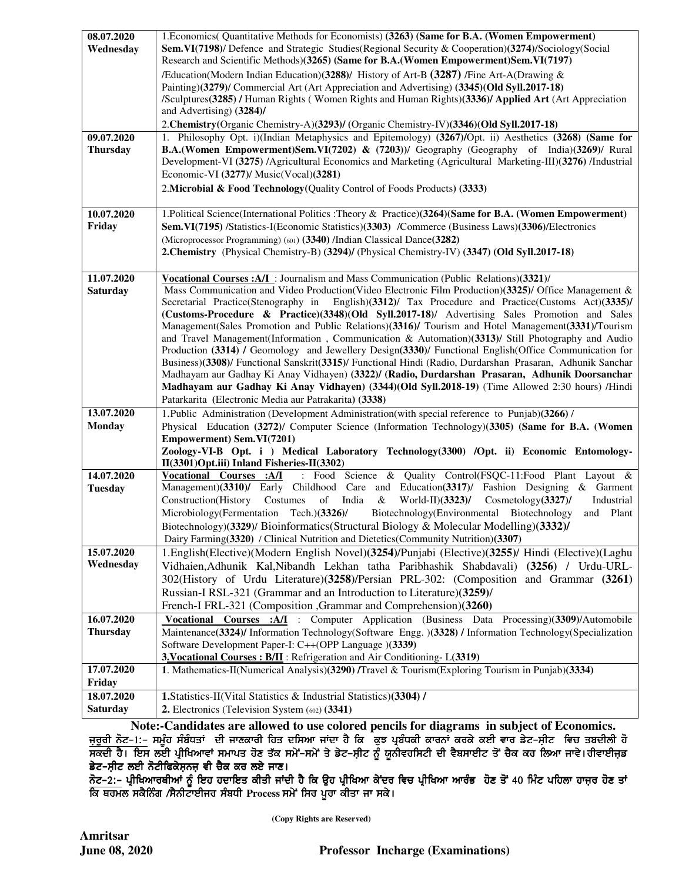| | |
|---|---|
| **08.07.2020 Wednesday** | 1.Economics( Quantitative Methods for Economists) **(3263) (Same for B.A. (Women Empowerment) Sem.VI(7198)/** Defence and Strategic Studies(Regional Security & Cooperation)**(3274)/**Sociology(Social Research and Scientific Methods)**(3265) (Same for B.A.(Women Empowerment)Sem.VI(7197)** /Education(Modern Indian Education)**(3288)/** History of Art-B **(3287)** /Fine Art-A(Drawing & Painting)**(3279)/** Commercial Art (Art Appreciation and Advertising) **(3345)(Old Syll.2017-18)** /Sculptures**(3285) /** Human Rights ( Women Rights and Human Rights)**(3336)/ Applied Art** (Art Appreciation and Advertising) **(3284)/**<br>2.**Chemistry**(Organic Chemistry-A)**(3293)/** (Organic Chemistry-IV)**(3346)(Old Syll.2017-18)** |
| **09.07.2020 Thursday** | 1. Philosophy Opt. i)(Indian Metaphysics and Epitemology) **(3267)/**Opt. ii) Aesthetics **(3268) (Same for B.A.(Women Empowerment)Sem.VI(7202) & (7203))/** Geography (Geography of India)**(3269)/** Rural Development-VI **(3275)** /Agricultural Economics and Marketing (Agricultural Marketing-III)**(3276)** /Industrial Economic-VI **(3277)/** Music(Vocal)**(3281)**<br>2.**Microbial & Food Technology**(Quality Control of Foods Products**) (3333)** |
| **10.07.2020 Friday** | 1.Political Science(International Politics :Theory & Practice)**(3264)(Same for B.A. (Women Empowerment) Sem.VI(7195)** /Statistics-I(Economic Statistics)**(3303)** /Commerce (Business Laws)**(3306)/**Electronics (Microprocessor Programming) (601) **(3340)** /Indian Classical Dance**(3282)**<br>**2.Chemistry** (Physical Chemistry-B) **(3294)/** (Physical Chemistry-IV) **(3347) (Old Syll.2017-18)** |
| **11.07.2020 Saturday** | **Vocational Courses :A/I** : Journalism and Mass Communication (Public Relations)**(3321)/** Mass Communication and Video Production(Video Electronic Film Production)**(3325)/** Office Management & Secretarial Practice(Stenography in English)**(3312)/** Tax Procedure and Practice(Customs Act)**(3335)/ (Customs-Procedure & Practice)(3348)(Old Syll.2017-18)/** Advertising Sales Promotion and Sales Management(Sales Promotion and Public Relations)**(3316)/** Tourism and Hotel Management**(3331)/**Tourism and Travel Management(Information , Communication & Automation)**(3313)/** Still Photography and Audio Production **(3314) /** Geomology and Jewellery Design**(3330)/** Functional English(Office Communication for Business)**(3308)/** Functional Sanskrit**(3315)/** Functional Hindi (Radio, Durdarshan Prasaran, Adhunik Sanchar Madhayam aur Gadhay Ki Anay Vidhayen) **(3322)/ (Radio, Durdarshan Prasaran, Adhunik Doorsanchar Madhayam aur Gadhay Ki Anay Vidhayen) (3344)(Old Syll.2018-19)** (Time Allowed 2:30 hours) /Hindi Patarkarita (Electronic Media aur Patrakarita) **(3338)** |
| **13.07.2020 Monday** | 1.Public Administration (Development Administration(with special reference to Punjab)**(3266) /** Physical Education **(3272)/** Computer Science (Information Technology)**(3305) (Same for B.A. (Women Empowerment) Sem.VI(7201)**<br>**Zoology-VI-B Opt. i ) Medical Laboratory Technology(3300) /Opt. ii) Economic Entomology-II(3301)Opt.iii) Inland Fisheries-II(3302)** |
| **14.07.2020 Tuesday** | **Vocational Courses :A/I** : Food Science & Quality Control(FSQC-11:Food Plant Layout & Management)**(3310)/** Early Childhood Care and Education**(3317)/** Fashion Designing & Garment Construction(History Costumes of India & World-II)**(3323)/** Cosmetology**(3327)/** Industrial Microbiology(Fermentation Tech.)**(3326)/** Biotechnology(Environmental Biotechnology and Plant Biotechnology)**(3329)/** Bioinformatics(Structural Biology & Molecular Modelling)**(3332)/** Dairy Farming**(3320)** / Clinical Nutrition and Dietetics(Community Nutrition)**(3307)** |
| **15.07.2020 Wednesday** | 1.English(Elective)(Modern English Novel)**(3254)/**Punjabi (Elective)**(3255)/** Hindi (Elective)(Laghu Vidhaien,Adhunik Kal,Nibandh Lekhan tatha Paribhashik Shabdavali) **(3256)** / Urdu-URL-302(History of Urdu Literature)**(3258)/**Persian PRL-302: (Composition and Grammar **(3261)** Russian-I RSL-321 (Grammar and an Introduction to Literature)**(3259)/** French-I FRL-321 (Composition ,Grammar and Comprehension)**(3260)** |
| **16.07.2020 Thursday** | **Vocational Courses :A/I** : Computer Application (Business Data Processing)**(3309)/**Automobile Maintenance**(3324)/** Information Technology(Software Engg. )**(3328) /** Information Technology(Specialization Software Development Paper-I: C++(OPP Language )**(3339)**<br>**3.Vocational Courses : B/II** : Refrigeration and Air Conditioning- L**(3319)** |
| **17.07.2020 Friday** | **1**. Mathematics-II(Numerical Analysis)**(3290) /**Travel & Tourism(Exploring Tourism in Punjab)**(3334)** |
| **18.07.2020 Saturday** | **1.**Statistics-II(Vital Statistics & Industrial Statistics)**(3304) /**<br>**2.** Electronics (Television System (602) **(3341)** |

**Note:-Candidates are allowed to use colored pencils for diagrams in subject of Economics.**

**ਜ਼ਰੂਰੀ ਨੋਟ-1:- ਸਮੂੰਹ ਸੰਬੰਧਤਾਂ ਦੀ ਜਾਣਕਾਰੀ ਹਿਤ ਦਸਿਆ ਜਾਂਦਾ ਹੈ ਕਿ ਕੁਝ ਪ੍ਰਬੰਧਕੀ ਕਾਰਨਾਂ ਕਰਕੇ ਕਈ ਵਾਰ ਡੇਟ-ਸ਼ੀਟ ਵਿਚ ਤਬਦੀਲੀ ਹੋ ਸਕਦੀ ਹੈ। ਇਸ ਲਈ ਪ੍ਰੀਖਿਆਵਾਂ ਸਮਾਪਤ ਹੋਣ ਤੱਕ ਸਮੇਂ-ਸਮੇਂ ਤੇ ਡੇਟ-ਸ਼ੀਟ ਨੂੰ ਯੂਨੀਵਰਸਿਟੀ ਦੀ ਵੈਬਸਾਈਟ ਤੋਂ ਚੈਕ ਕਰ ਲਿਆ ਜਾਵੇ।ਰੀਵਾਈਜ਼ਡ ਡੇਟ-ਸ਼ੀਟ ਲਈ ਨੋਟੀਫਿਕੇਸ਼ਨਜ਼ ਵੀ ਚੈਕ ਕਰ ਲਏ ਜਾਣ।**

**ਨੋਟ-2:- ਪ੍ਰੀਖਿਆਰਥੀਆਂ ਨੂੰ ਇਹ ਹਦਾਇਤ ਕੀਤੀ ਜਾਂਦੀ ਹੈ ਕਿ ਉਹ ਪ੍ਰੀਖਿਆ ਕੇਂਦਰ ਵਿਚ ਪ੍ਰੀਖਿਆ ਆਰੰਭ ਹੋਣ ਤੋਂ 40 ਮਿੰਟ ਪਹਿਲਾ ਹਾਜ਼ਰ ਹੋਣ ਤਾਂ ਕਿ ਥਰਮਲ ਸਕੈਨਿੰਗ /ਸੈਨੀਟਾਈਜਰ ਸੰਬਧੀ Process ਸਮੇਂ ਸਿਰ ਪੂਰਾ ਕੀਤਾ ਜਾ ਸਕੇ।**

**(Copy Rights are Reserved)**

**Amritsar**
**June 08, 2020**

**Professor Incharge (Examinations)**